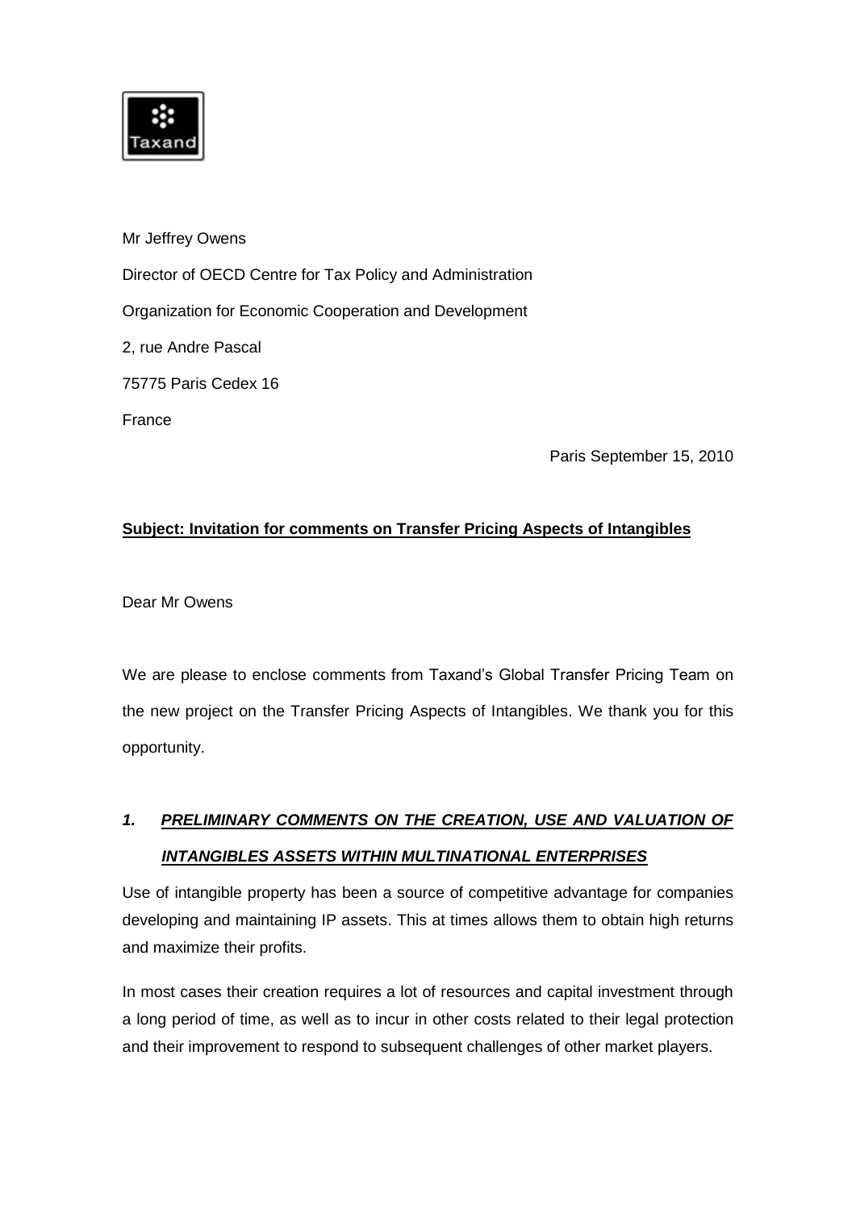Taxand

Mr Jeffrey Owens

Director of OECD Centre for Tax Policy and Administration

Organization for Economic Cooperation and Development

2, rue Andre Pascal

75775 Paris Cedex 16

France

Paris September 15, 2010

**Subject: Invitation for comments on Transfer Pricing Aspects of Intangibles**

Dear Mr Owens

We are please to enclose comments from Taxand's Global Transfer Pricing Team on the new project on the Transfer Pricing Aspects of Intangibles. We thank you for this opportunity.

## *1. PRELIMINARY COMMENTS ON THE CREATION, USE AND VALUATION OF INTANGIBLES ASSETS WITHIN MULTINATIONAL ENTERPRISES*

Use of intangible property has been a source of competitive advantage for companies developing and maintaining IP assets. This at times allows them to obtain high returns and maximize their profits.

In most cases their creation requires a lot of resources and capital investment through a long period of time, as well as to incur in other costs related to their legal protection and their improvement to respond to subsequent challenges of other market players.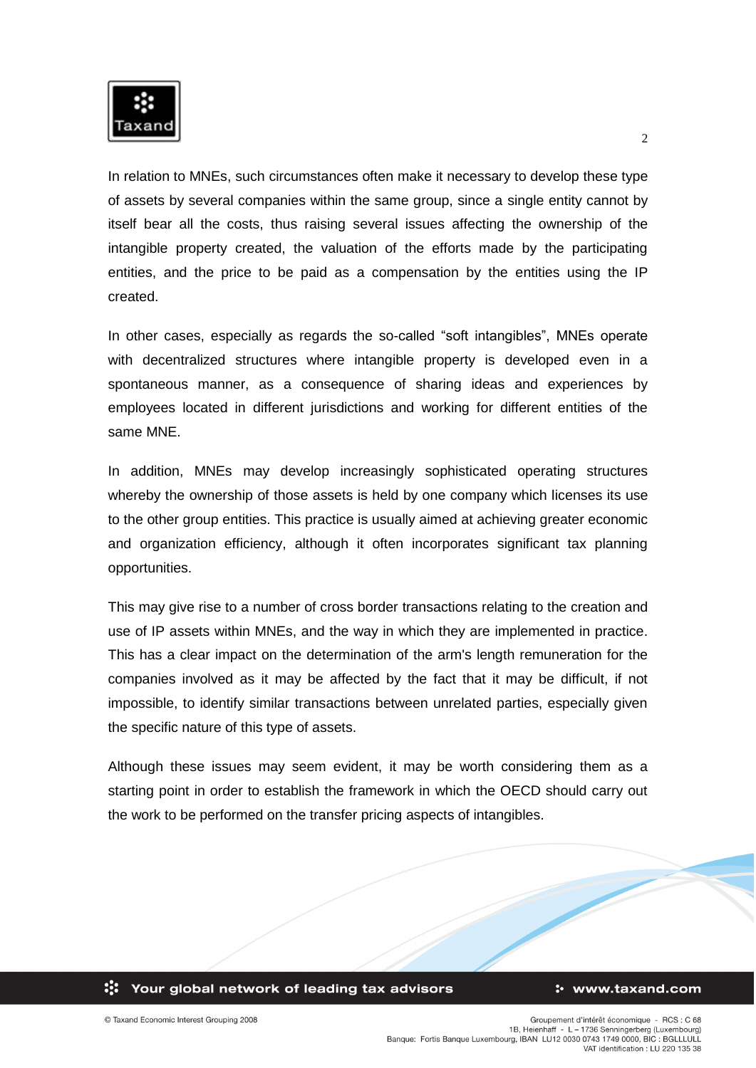In relation to MNEs, such circumstances often make it necessary to develop these type of assets by several companies within the same group, since a single entity cannot by itself bear all the costs, thus raising several issues affecting the ownership of the intangible property created, the valuation of the efforts made by the participating entities, and the price to be paid as a compensation by the entities using the IP created.

In other cases, especially as regards the so-called “soft intangibles”, MNEs operate with decentralized structures where intangible property is developed even in a spontaneous manner, as a consequence of sharing ideas and experiences by employees located in different jurisdictions and working for different entities of the same MNE.

In addition, MNEs may develop increasingly sophisticated operating structures whereby the ownership of those assets is held by one company which licenses its use to the other group entities. This practice is usually aimed at achieving greater economic and organization efficiency, although it often incorporates significant tax planning opportunities.

This may give rise to a number of cross border transactions relating to the creation and use of IP assets within MNEs, and the way in which they are implemented in practice. This has a clear impact on the determination of the arm's length remuneration for the companies involved as it may be affected by the fact that it may be difficult, if not impossible, to identify similar transactions between unrelated parties, especially given the specific nature of this type of assets.

Although these issues may seem evident, it may be worth considering them as a starting point in order to establish the framework in which the OECD should carry out the work to be performed on the transfer pricing aspects of intangibles.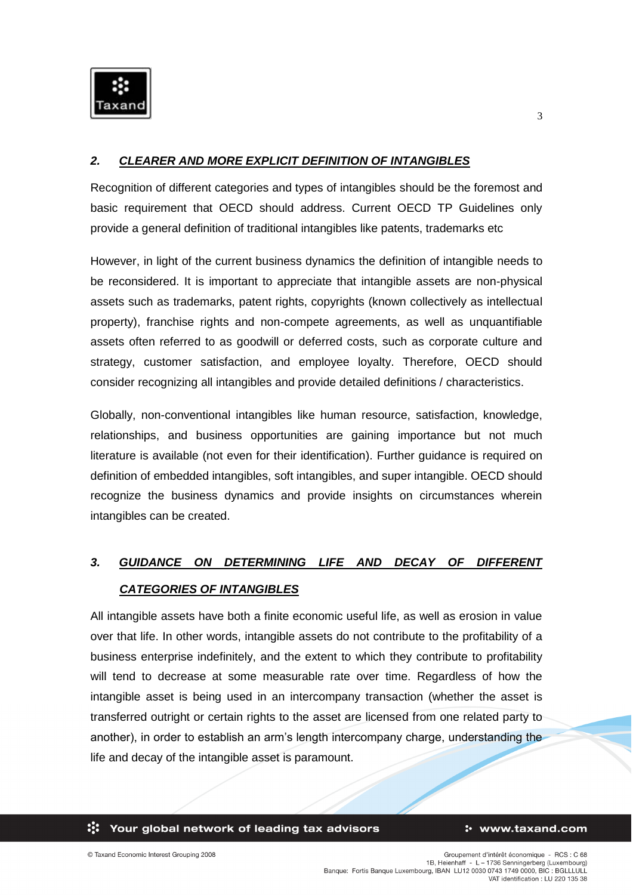## *2. CLEARER AND MORE EXPLICIT DEFINITION OF INTANGIBLES*

Recognition of different categories and types of intangibles should be the foremost and basic requirement that OECD should address. Current OECD TP Guidelines only provide a general definition of traditional intangibles like patents, trademarks etc

However, in light of the current business dynamics the definition of intangible needs to be reconsidered. It is important to appreciate that intangible assets are non-physical assets such as trademarks, patent rights, copyrights (known collectively as intellectual property), franchise rights and non-compete agreements, as well as unquantifiable assets often referred to as goodwill or deferred costs, such as corporate culture and strategy, customer satisfaction, and employee loyalty. Therefore, OECD should consider recognizing all intangibles and provide detailed definitions / characteristics.

Globally, non-conventional intangibles like human resource, satisfaction, knowledge, relationships, and business opportunities are gaining importance but not much literature is available (not even for their identification). Further guidance is required on definition of embedded intangibles, soft intangibles, and super intangible. OECD should recognize the business dynamics and provide insights on circumstances wherein intangibles can be created.

## *3. GUIDANCE ON DETERMINING LIFE AND DECAY OF DIFFERENT CATEGORIES OF INTANGIBLES*

All intangible assets have both a finite economic useful life, as well as erosion in value over that life. In other words, intangible assets do not contribute to the profitability of a business enterprise indefinitely, and the extent to which they contribute to profitability will tend to decrease at some measurable rate over time. Regardless of how the intangible asset is being used in an intercompany transaction (whether the asset is transferred outright or certain rights to the asset are licensed from one related party to another), in order to establish an arm's length intercompany charge, understanding the life and decay of the intangible asset is paramount.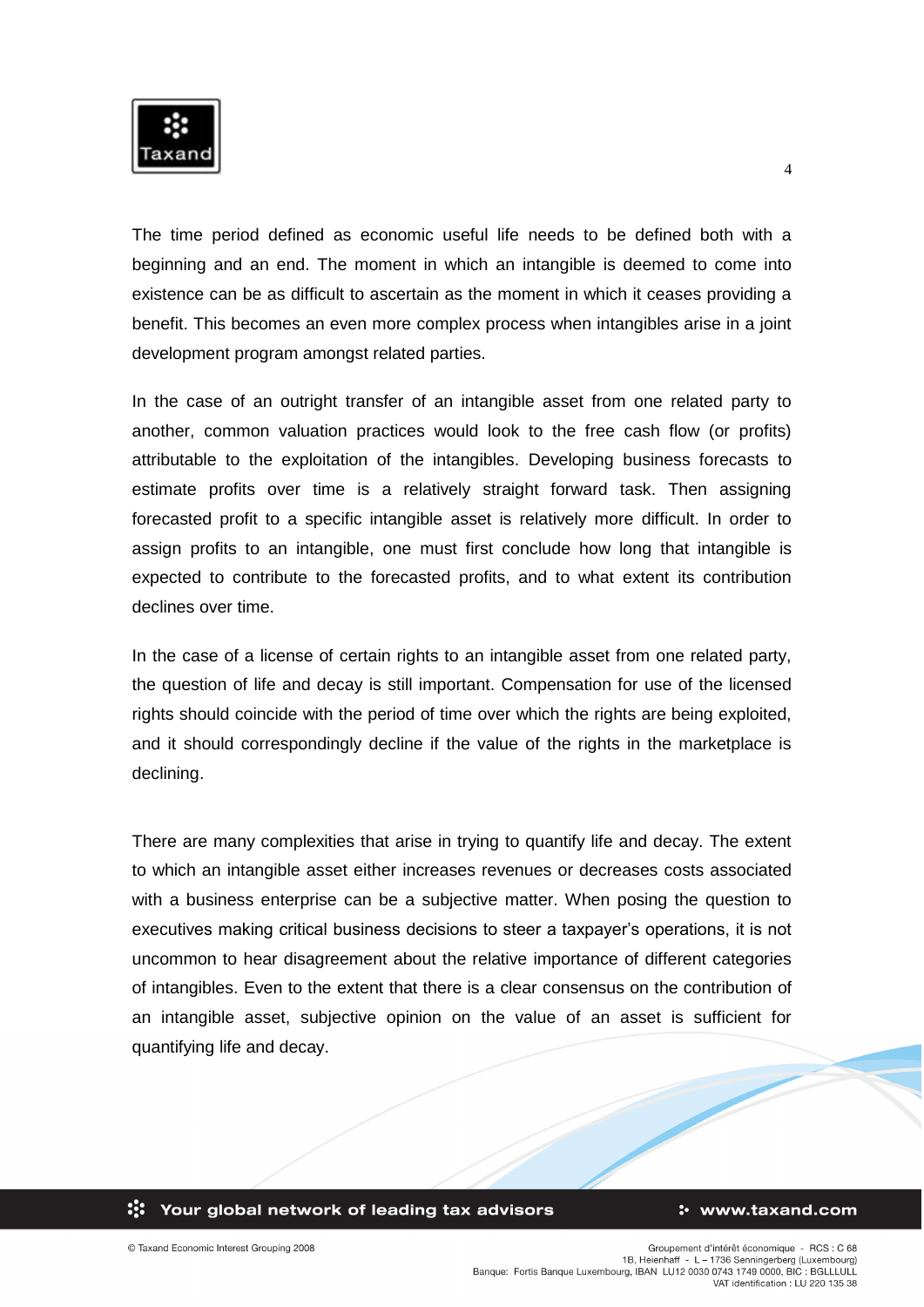The time period defined as economic useful life needs to be defined both with a beginning and an end. The moment in which an intangible is deemed to come into existence can be as difficult to ascertain as the moment in which it ceases providing a benefit. This becomes an even more complex process when intangibles arise in a joint development program amongst related parties.

In the case of an outright transfer of an intangible asset from one related party to another, common valuation practices would look to the free cash flow (or profits) attributable to the exploitation of the intangibles. Developing business forecasts to estimate profits over time is a relatively straight forward task. Then assigning forecasted profit to a specific intangible asset is relatively more difficult. In order to assign profits to an intangible, one must first conclude how long that intangible is expected to contribute to the forecasted profits, and to what extent its contribution declines over time.

In the case of a license of certain rights to an intangible asset from one related party, the question of life and decay is still important. Compensation for use of the licensed rights should coincide with the period of time over which the rights are being exploited, and it should correspondingly decline if the value of the rights in the marketplace is declining.

There are many complexities that arise in trying to quantify life and decay. The extent to which an intangible asset either increases revenues or decreases costs associated with a business enterprise can be a subjective matter. When posing the question to executives making critical business decisions to steer a taxpayer's operations, it is not uncommon to hear disagreement about the relative importance of different categories of intangibles. Even to the extent that there is a clear consensus on the contribution of an intangible asset, subjective opinion on the value of an asset is sufficient for quantifying life and decay.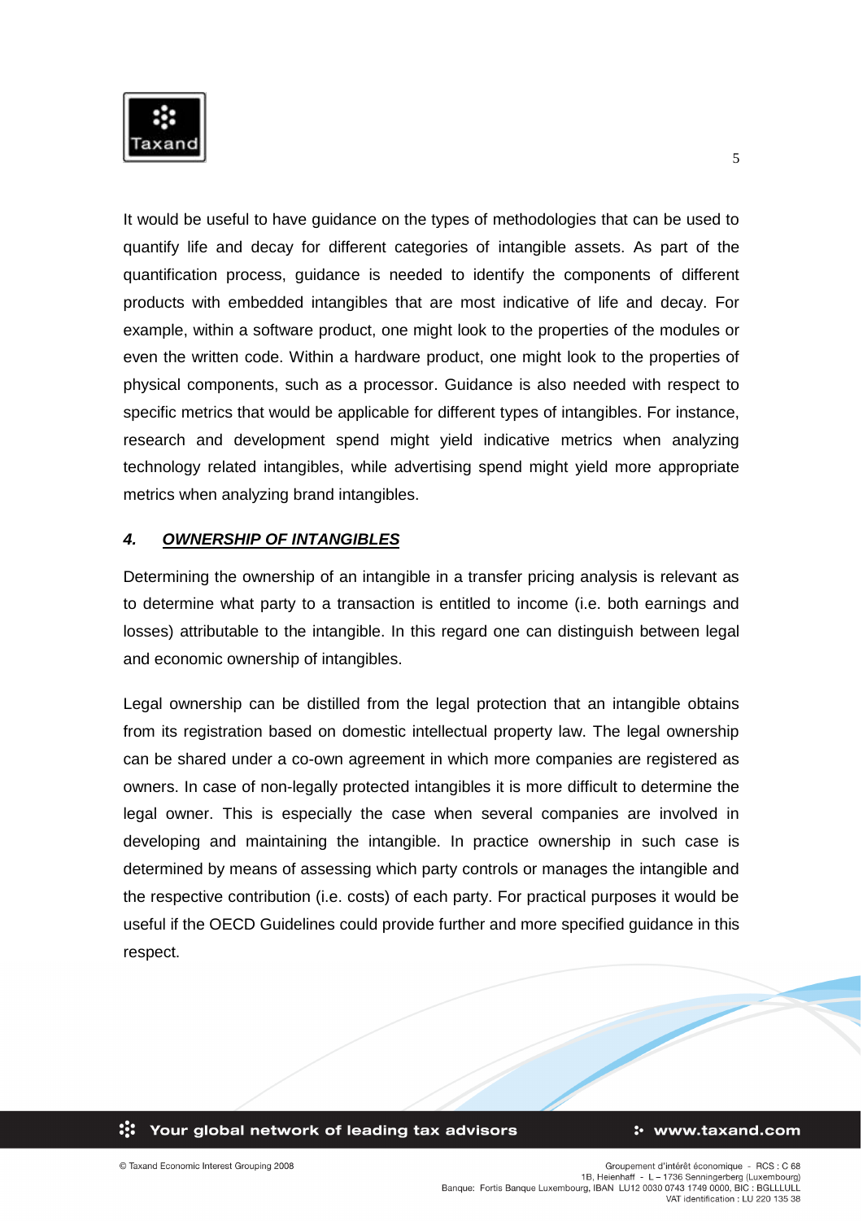It would be useful to have guidance on the types of methodologies that can be used to quantify life and decay for different categories of intangible assets. As part of the quantification process, guidance is needed to identify the components of different products with embedded intangibles that are most indicative of life and decay. For example, within a software product, one might look to the properties of the modules or even the written code. Within a hardware product, one might look to the properties of physical components, such as a processor. Guidance is also needed with respect to specific metrics that would be applicable for different types of intangibles. For instance, research and development spend might yield indicative metrics when analyzing technology related intangibles, while advertising spend might yield more appropriate metrics when analyzing brand intangibles.

## 4. OWNERSHIP OF INTANGIBLES

Determining the ownership of an intangible in a transfer pricing analysis is relevant as to determine what party to a transaction is entitled to income (i.e. both earnings and losses) attributable to the intangible. In this regard one can distinguish between legal and economic ownership of intangibles.

Legal ownership can be distilled from the legal protection that an intangible obtains from its registration based on domestic intellectual property law. The legal ownership can be shared under a co-own agreement in which more companies are registered as owners. In case of non-legally protected intangibles it is more difficult to determine the legal owner. This is especially the case when several companies are involved in developing and maintaining the intangible. In practice ownership in such case is determined by means of assessing which party controls or manages the intangible and the respective contribution (i.e. costs) of each party. For practical purposes it would be useful if the OECD Guidelines could provide further and more specified guidance in this respect.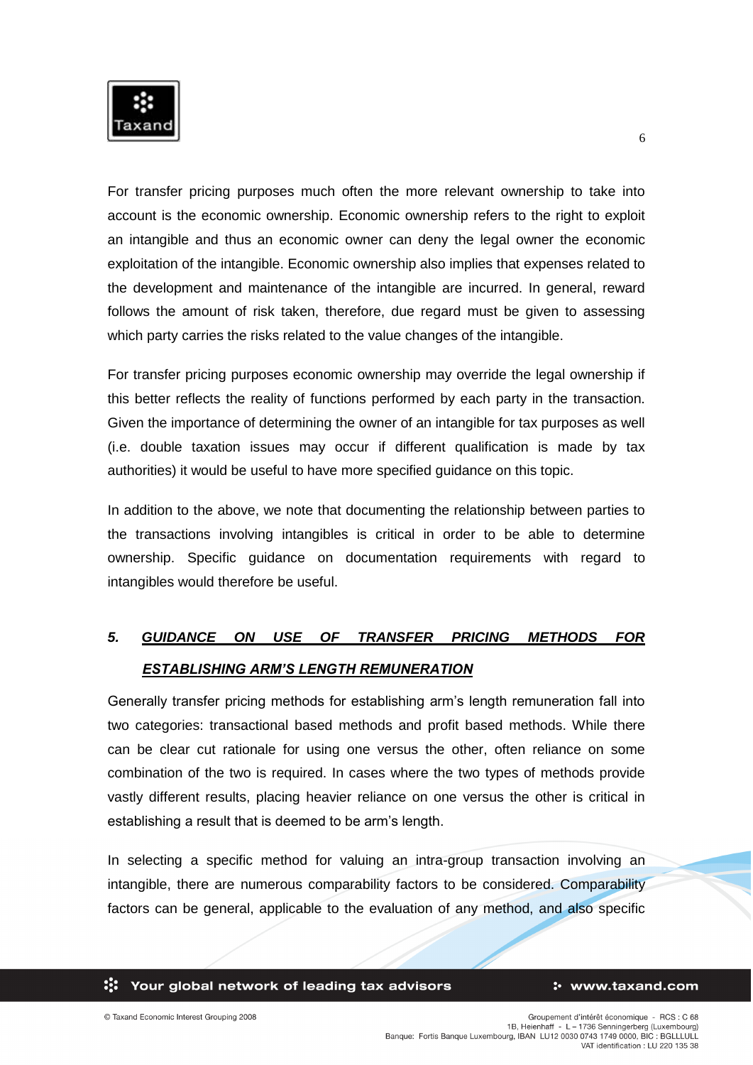For transfer pricing purposes much often the more relevant ownership to take into account is the economic ownership. Economic ownership refers to the right to exploit an intangible and thus an economic owner can deny the legal owner the economic exploitation of the intangible. Economic ownership also implies that expenses related to the development and maintenance of the intangible are incurred. In general, reward follows the amount of risk taken, therefore, due regard must be given to assessing which party carries the risks related to the value changes of the intangible.

For transfer pricing purposes economic ownership may override the legal ownership if this better reflects the reality of functions performed by each party in the transaction. Given the importance of determining the owner of an intangible for tax purposes as well (i.e. double taxation issues may occur if different qualification is made by tax authorities) it would be useful to have more specified guidance on this topic.

In addition to the above, we note that documenting the relationship between parties to the transactions involving intangibles is critical in order to be able to determine ownership. Specific guidance on documentation requirements with regard to intangibles would therefore be useful.

## 5. ***GUIDANCE ON USE OF TRANSFER PRICING METHODS FOR ESTABLISHING ARM'S LENGTH REMUNERATION***

Generally transfer pricing methods for establishing arm's length remuneration fall into two categories: transactional based methods and profit based methods. While there can be clear cut rationale for using one versus the other, often reliance on some combination of the two is required. In cases where the two types of methods provide vastly different results, placing heavier reliance on one versus the other is critical in establishing a result that is deemed to be arm's length.

In selecting a specific method for valuing an intra-group transaction involving an intangible, there are numerous comparability factors to be considered. Comparability factors can be general, applicable to the evaluation of any method, and also specific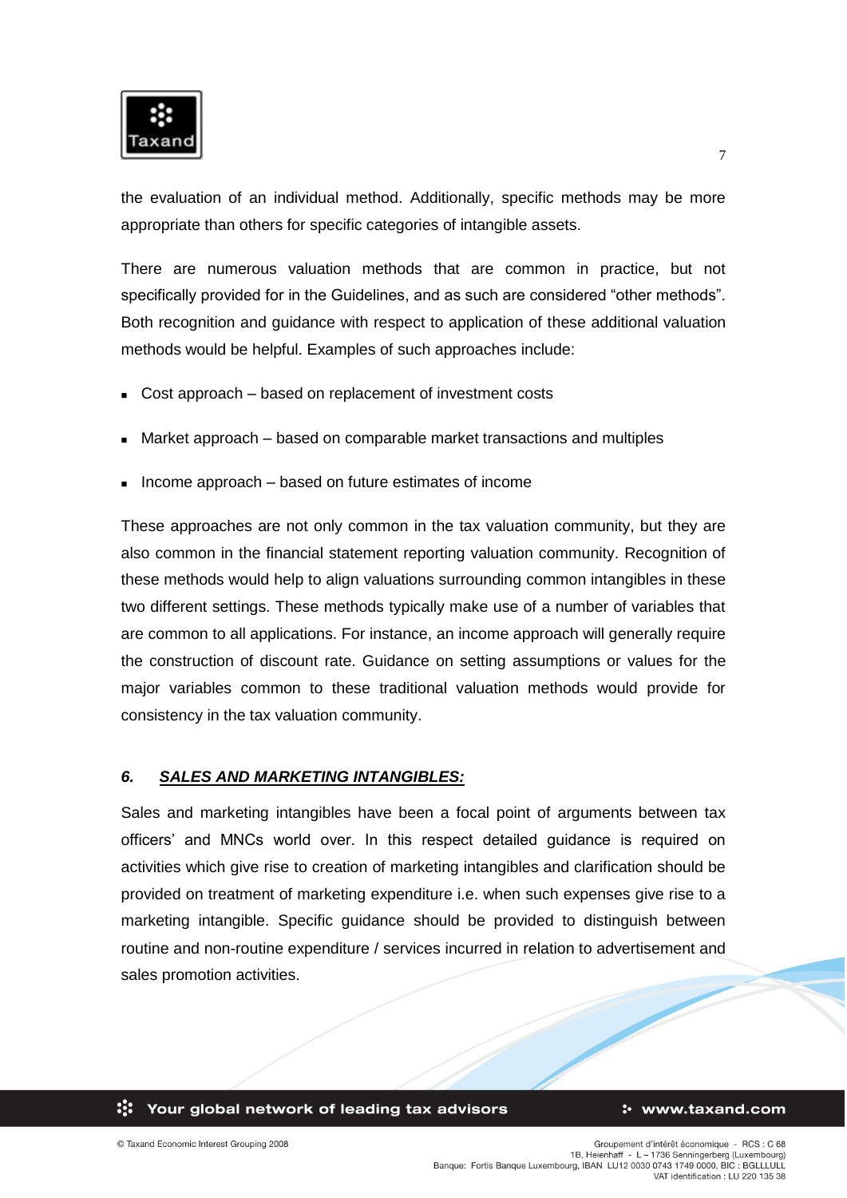the evaluation of an individual method. Additionally, specific methods may be more appropriate than others for specific categories of intangible assets.

There are numerous valuation methods that are common in practice, but not specifically provided for in the Guidelines, and as such are considered "other methods". Both recognition and guidance with respect to application of these additional valuation methods would be helpful. Examples of such approaches include:

- Cost approach – based on replacement of investment costs
- Market approach – based on comparable market transactions and multiples
- Income approach – based on future estimates of income

These approaches are not only common in the tax valuation community, but they are also common in the financial statement reporting valuation community. Recognition of these methods would help to align valuations surrounding common intangibles in these two different settings. These methods typically make use of a number of variables that are common to all applications. For instance, an income approach will generally require the construction of discount rate. Guidance on setting assumptions or values for the major variables common to these traditional valuation methods would provide for consistency in the tax valuation community.

## *6. SALES AND MARKETING INTANGIBLES:*

Sales and marketing intangibles have been a focal point of arguments between tax officers' and MNCs world over. In this respect detailed guidance is required on activities which give rise to creation of marketing intangibles and clarification should be provided on treatment of marketing expenditure i.e. when such expenses give rise to a marketing intangible. Specific guidance should be provided to distinguish between routine and non-routine expenditure / services incurred in relation to advertisement and sales promotion activities.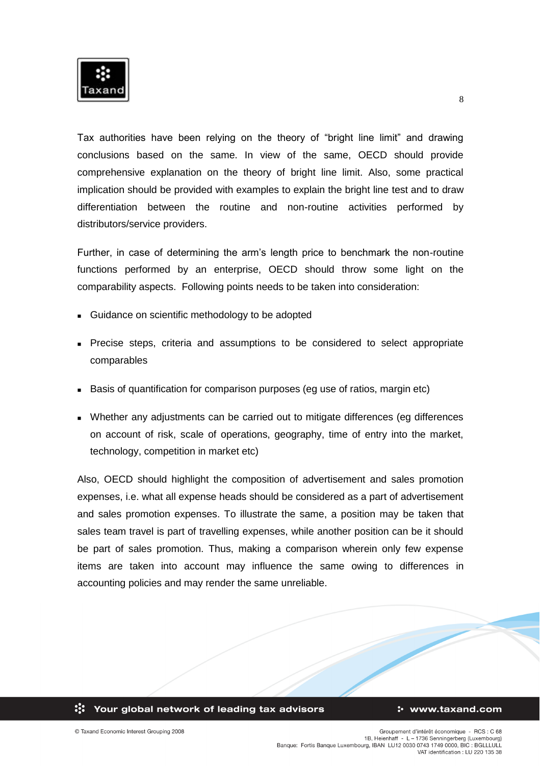Tax authorities have been relying on the theory of “bright line limit” and drawing conclusions based on the same. In view of the same, OECD should provide comprehensive explanation on the theory of bright line limit. Also, some practical implication should be provided with examples to explain the bright line test and to draw differentiation between the routine and non-routine activities performed by distributors/service providers.

Further, in case of determining the arm’s length price to benchmark the non-routine functions performed by an enterprise, OECD should throw some light on the comparability aspects. Following points needs to be taken into consideration:

- Guidance on scientific methodology to be adopted
- Precise steps, criteria and assumptions to be considered to select appropriate comparables
- Basis of quantification for comparison purposes (eg use of ratios, margin etc)
- Whether any adjustments can be carried out to mitigate differences (eg differences on account of risk, scale of operations, geography, time of entry into the market, technology, competition in market etc)

Also, OECD should highlight the composition of advertisement and sales promotion expenses, i.e. what all expense heads should be considered as a part of advertisement and sales promotion expenses. To illustrate the same, a position may be taken that sales team travel is part of travelling expenses, while another position can be it should be part of sales promotion. Thus, making a comparison wherein only few expense items are taken into account may influence the same owing to differences in accounting policies and may render the same unreliable.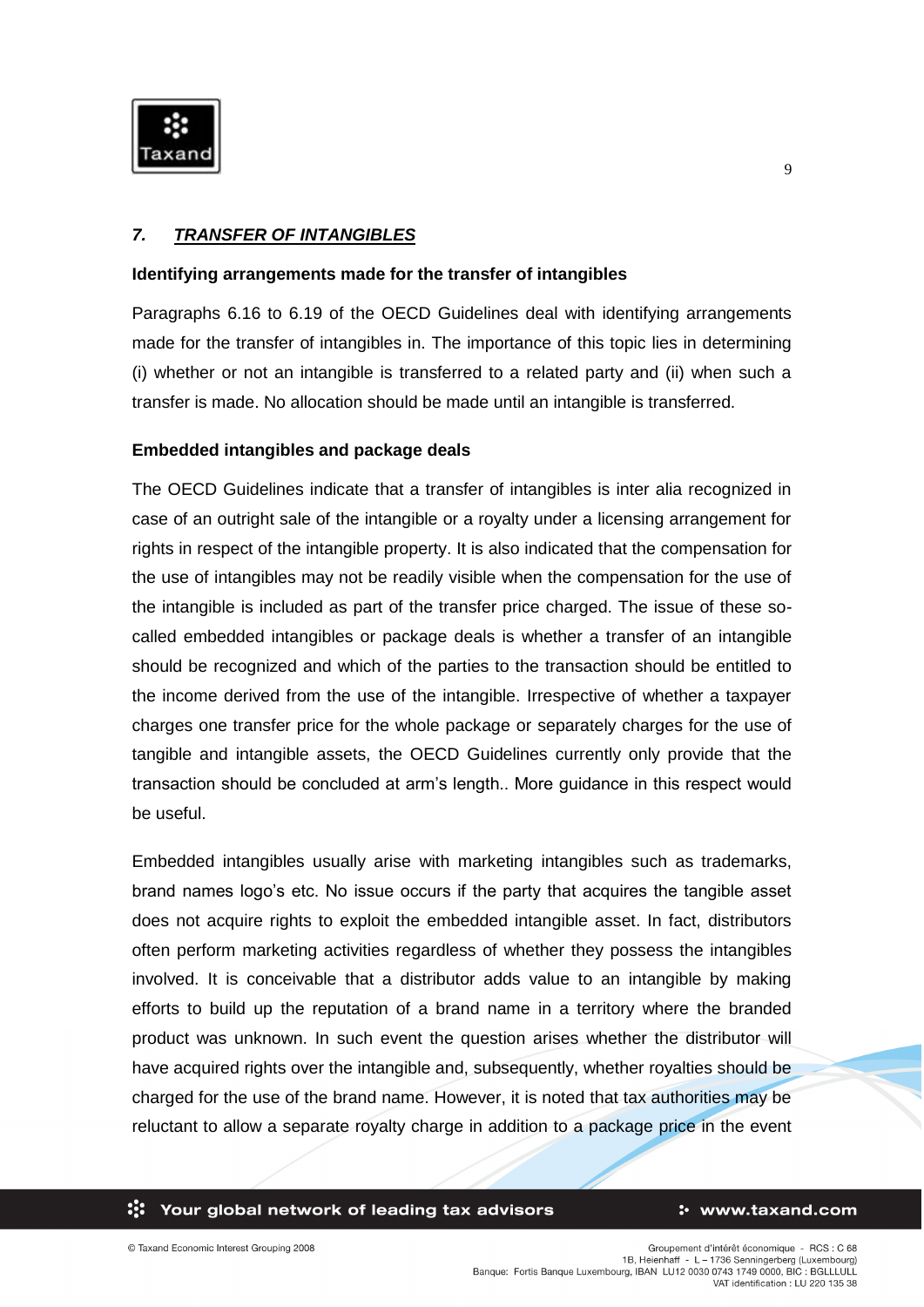## 7. ***TRANSFER OF INTANGIBLES***

**Identifying arrangements made for the transfer of intangibles**

Paragraphs 6.16 to 6.19 of the OECD Guidelines deal with identifying arrangements made for the transfer of intangibles in. The importance of this topic lies in determining (i) whether or not an intangible is transferred to a related party and (ii) when such a transfer is made. No allocation should be made until an intangible is transferred.

**Embedded intangibles and package deals**

The OECD Guidelines indicate that a transfer of intangibles is inter alia recognized in case of an outright sale of the intangible or a royalty under a licensing arrangement for rights in respect of the intangible property. It is also indicated that the compensation for the use of intangibles may not be readily visible when the compensation for the use of the intangible is included as part of the transfer price charged. The issue of these so-called embedded intangibles or package deals is whether a transfer of an intangible should be recognized and which of the parties to the transaction should be entitled to the income derived from the use of the intangible. Irrespective of whether a taxpayer charges one transfer price for the whole package or separately charges for the use of tangible and intangible assets, the OECD Guidelines currently only provide that the transaction should be concluded at arm's length.. More guidance in this respect would be useful.

Embedded intangibles usually arise with marketing intangibles such as trademarks, brand names logo's etc. No issue occurs if the party that acquires the tangible asset does not acquire rights to exploit the embedded intangible asset. In fact, distributors often perform marketing activities regardless of whether they possess the intangibles involved. It is conceivable that a distributor adds value to an intangible by making efforts to build up the reputation of a brand name in a territory where the branded product was unknown. In such event the question arises whether the distributor will have acquired rights over the intangible and, subsequently, whether royalties should be charged for the use of the brand name. However, it is noted that tax authorities may be reluctant to allow a separate royalty charge in addition to a package price in the event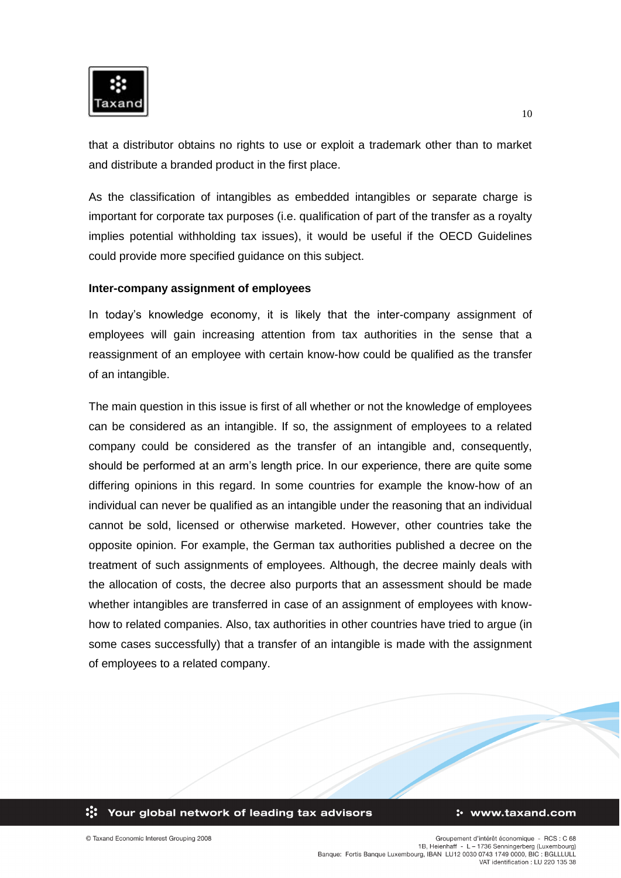that a distributor obtains no rights to use or exploit a trademark other than to market and distribute a branded product in the first place.

As the classification of intangibles as embedded intangibles or separate charge is important for corporate tax purposes (i.e. qualification of part of the transfer as a royalty implies potential withholding tax issues), it would be useful if the OECD Guidelines could provide more specified guidance on this subject.

**Inter-company assignment of employees**

In today's knowledge economy, it is likely that the inter-company assignment of employees will gain increasing attention from tax authorities in the sense that a reassignment of an employee with certain know-how could be qualified as the transfer of an intangible.

The main question in this issue is first of all whether or not the knowledge of employees can be considered as an intangible. If so, the assignment of employees to a related company could be considered as the transfer of an intangible and, consequently, should be performed at an arm's length price. In our experience, there are quite some differing opinions in this regard. In some countries for example the know-how of an individual can never be qualified as an intangible under the reasoning that an individual cannot be sold, licensed or otherwise marketed. However, other countries take the opposite opinion. For example, the German tax authorities published a decree on the treatment of such assignments of employees. Although, the decree mainly deals with the allocation of costs, the decree also purports that an assessment should be made whether intangibles are transferred in case of an assignment of employees with know-how to related companies. Also, tax authorities in other countries have tried to argue (in some cases successfully) that a transfer of an intangible is made with the assignment of employees to a related company.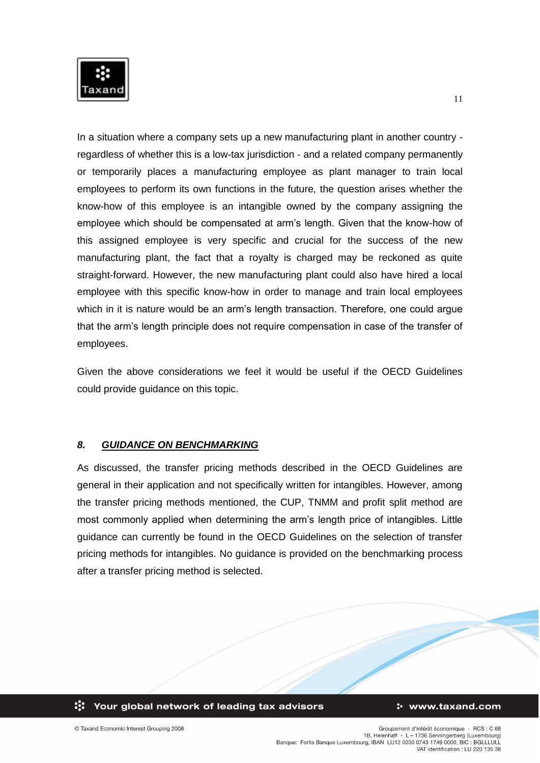In a situation where a company sets up a new manufacturing plant in another country - regardless of whether this is a low-tax jurisdiction - and a related company permanently or temporarily places a manufacturing employee as plant manager to train local employees to perform its own functions in the future, the question arises whether the know-how of this employee is an intangible owned by the company assigning the employee which should be compensated at arm's length. Given that the know-how of this assigned employee is very specific and crucial for the success of the new manufacturing plant, the fact that a royalty is charged may be reckoned as quite straight-forward. However, the new manufacturing plant could also have hired a local employee with this specific know-how in order to manage and train local employees which in it is nature would be an arm's length transaction. Therefore, one could argue that the arm's length principle does not require compensation in case of the transfer of employees.

Given the above considerations we feel it would be useful if the OECD Guidelines could provide guidance on this topic.

## *8. <u>GUIDANCE ON BENCHMARKING</u>*

As discussed, the transfer pricing methods described in the OECD Guidelines are general in their application and not specifically written for intangibles. However, among the transfer pricing methods mentioned, the CUP, TNMM and profit split method are most commonly applied when determining the arm's length price of intangibles. Little guidance can currently be found in the OECD Guidelines on the selection of transfer pricing methods for intangibles. No guidance is provided on the benchmarking process after a transfer pricing method is selected.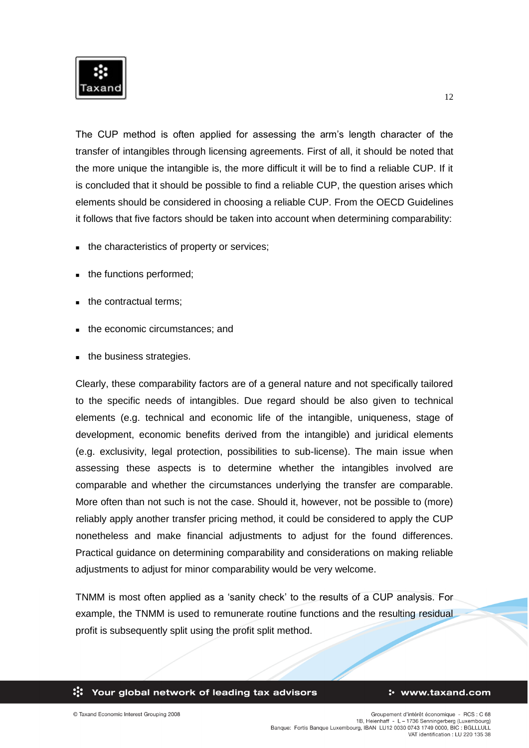The CUP method is often applied for assessing the arm's length character of the transfer of intangibles through licensing agreements. First of all, it should be noted that the more unique the intangible is, the more difficult it will be to find a reliable CUP. If it is concluded that it should be possible to find a reliable CUP, the question arises which elements should be considered in choosing a reliable CUP. From the OECD Guidelines it follows that five factors should be taken into account when determining comparability:

- the characteristics of property or services;
- the functions performed;
- the contractual terms;
- the economic circumstances; and
- the business strategies.

Clearly, these comparability factors are of a general nature and not specifically tailored to the specific needs of intangibles. Due regard should be also given to technical elements (e.g. technical and economic life of the intangible, uniqueness, stage of development, economic benefits derived from the intangible) and juridical elements (e.g. exclusivity, legal protection, possibilities to sub-license). The main issue when assessing these aspects is to determine whether the intangibles involved are comparable and whether the circumstances underlying the transfer are comparable. More often than not such is not the case. Should it, however, not be possible to (more) reliably apply another transfer pricing method, it could be considered to apply the CUP nonetheless and make financial adjustments to adjust for the found differences. Practical guidance on determining comparability and considerations on making reliable adjustments to adjust for minor comparability would be very welcome.

TNMM is most often applied as a 'sanity check' to the results of a CUP analysis. For example, the TNMM is used to remunerate routine functions and the resulting residual profit is subsequently split using the profit split method.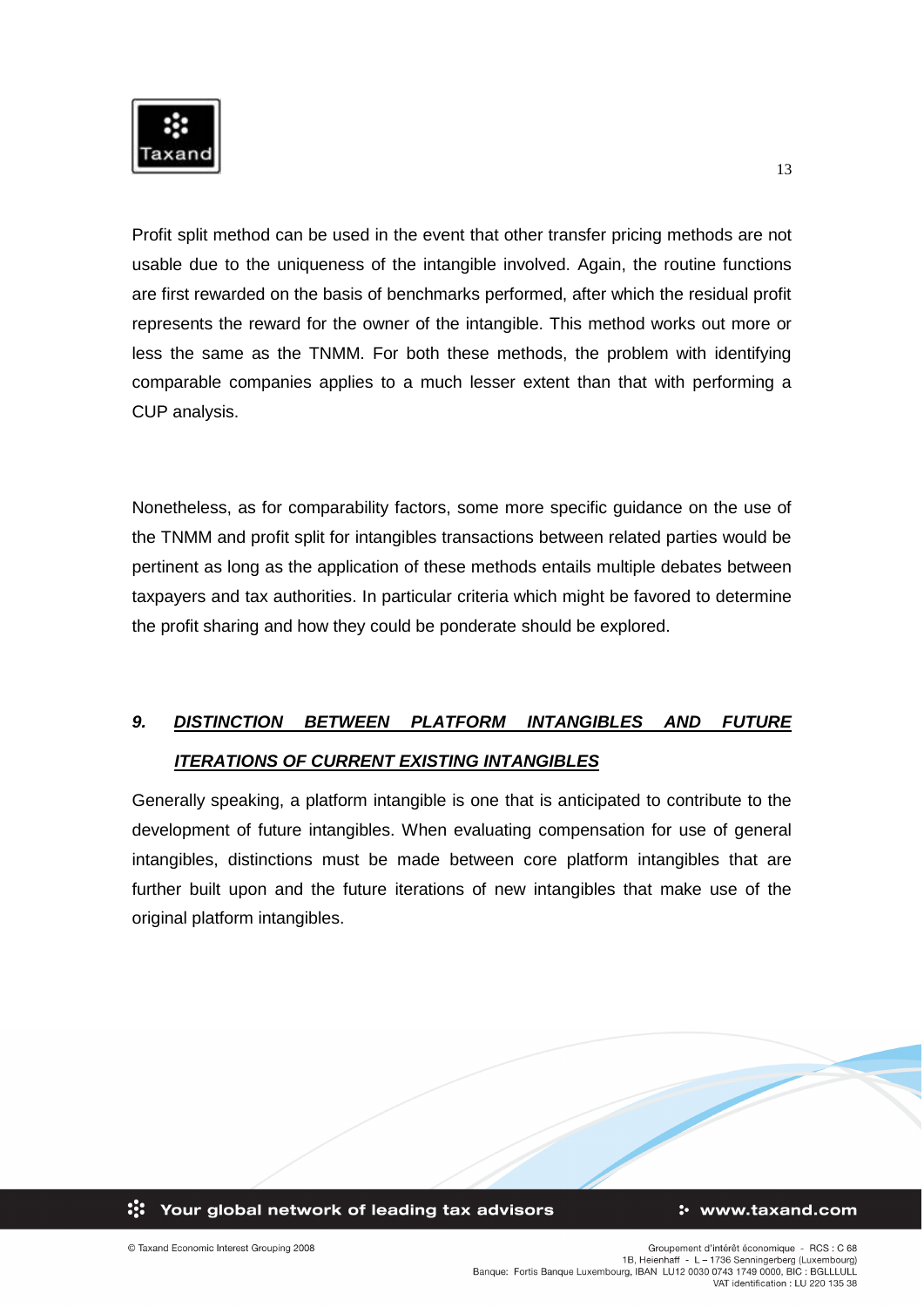Profit split method can be used in the event that other transfer pricing methods are not usable due to the uniqueness of the intangible involved. Again, the routine functions are first rewarded on the basis of benchmarks performed, after which the residual profit represents the reward for the owner of the intangible. This method works out more or less the same as the TNMM. For both these methods, the problem with identifying comparable companies applies to a much lesser extent than that with performing a CUP analysis.

Nonetheless, as for comparability factors, some more specific guidance on the use of the TNMM and profit split for intangibles transactions between related parties would be pertinent as long as the application of these methods entails multiple debates between taxpayers and tax authorities. In particular criteria which might be favored to determine the profit sharing and how they could be ponderate should be explored.

## 9. ***DISTINCTION BETWEEN PLATFORM INTANGIBLES AND FUTURE ITERATIONS OF CURRENT EXISTING INTANGIBLES***

Generally speaking, a platform intangible is one that is anticipated to contribute to the development of future intangibles. When evaluating compensation for use of general intangibles, distinctions must be made between core platform intangibles that are further built upon and the future iterations of new intangibles that make use of the original platform intangibles.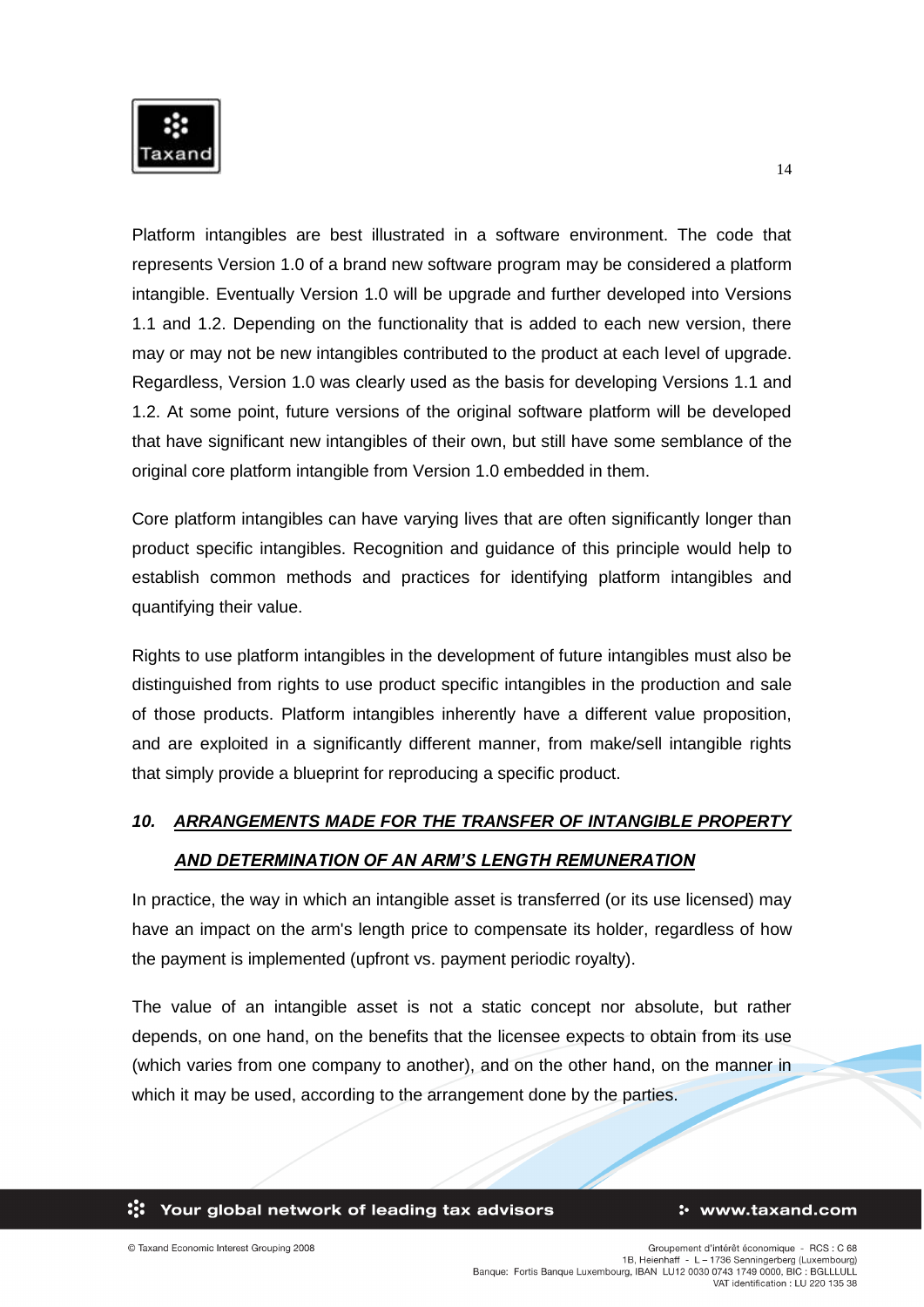Platform intangibles are best illustrated in a software environment. The code that represents Version 1.0 of a brand new software program may be considered a platform intangible. Eventually Version 1.0 will be upgrade and further developed into Versions 1.1 and 1.2. Depending on the functionality that is added to each new version, there may or may not be new intangibles contributed to the product at each level of upgrade. Regardless, Version 1.0 was clearly used as the basis for developing Versions 1.1 and 1.2. At some point, future versions of the original software platform will be developed that have significant new intangibles of their own, but still have some semblance of the original core platform intangible from Version 1.0 embedded in them.

Core platform intangibles can have varying lives that are often significantly longer than product specific intangibles. Recognition and guidance of this principle would help to establish common methods and practices for identifying platform intangibles and quantifying their value.

Rights to use platform intangibles in the development of future intangibles must also be distinguished from rights to use product specific intangibles in the production and sale of those products. Platform intangibles inherently have a different value proposition, and are exploited in a significantly different manner, from make/sell intangible rights that simply provide a blueprint for reproducing a specific product.

## *10. ARRANGEMENTS MADE FOR THE TRANSFER OF INTANGIBLE PROPERTY AND DETERMINATION OF AN ARM'S LENGTH REMUNERATION*

In practice, the way in which an intangible asset is transferred (or its use licensed) may have an impact on the arm's length price to compensate its holder, regardless of how the payment is implemented (upfront vs. payment periodic royalty).

The value of an intangible asset is not a static concept nor absolute, but rather depends, on one hand, on the benefits that the licensee expects to obtain from its use (which varies from one company to another), and on the other hand, on the manner in which it may be used, according to the arrangement done by the parties.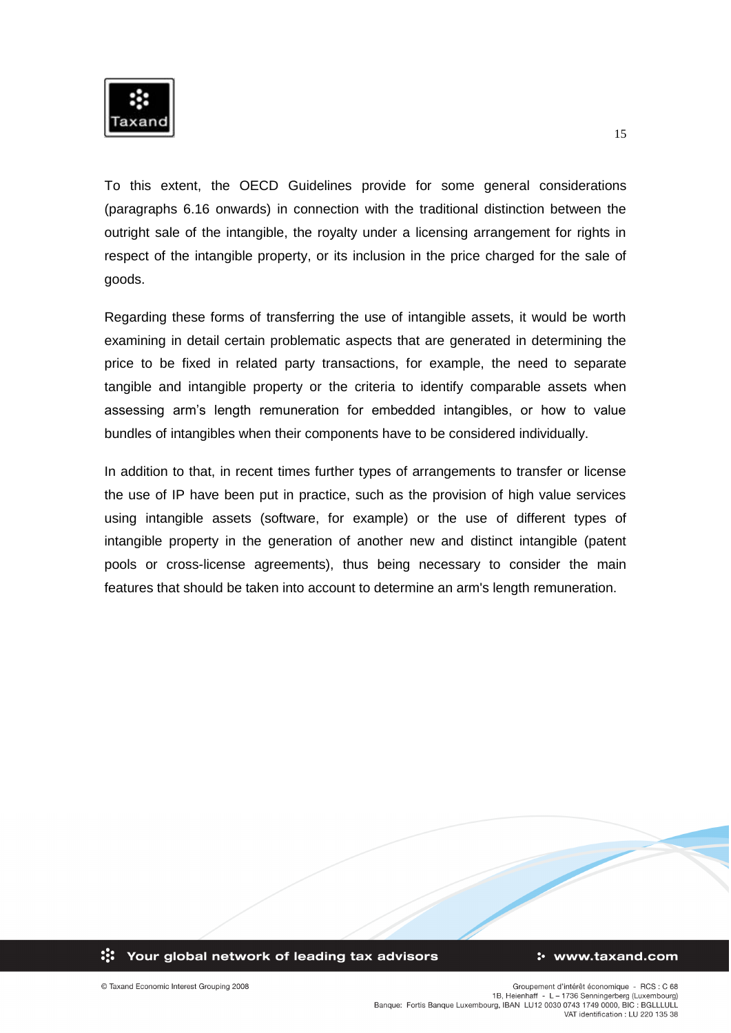To this extent, the OECD Guidelines provide for some general considerations (paragraphs 6.16 onwards) in connection with the traditional distinction between the outright sale of the intangible, the royalty under a licensing arrangement for rights in respect of the intangible property, or its inclusion in the price charged for the sale of goods.

Regarding these forms of transferring the use of intangible assets, it would be worth examining in detail certain problematic aspects that are generated in determining the price to be fixed in related party transactions, for example, the need to separate tangible and intangible property or the criteria to identify comparable assets when assessing arm's length remuneration for embedded intangibles, or how to value bundles of intangibles when their components have to be considered individually.

In addition to that, in recent times further types of arrangements to transfer or license the use of IP have been put in practice, such as the provision of high value services using intangible assets (software, for example) or the use of different types of intangible property in the generation of another new and distinct intangible (patent pools or cross-license agreements), thus being necessary to consider the main features that should be taken into account to determine an arm's length remuneration.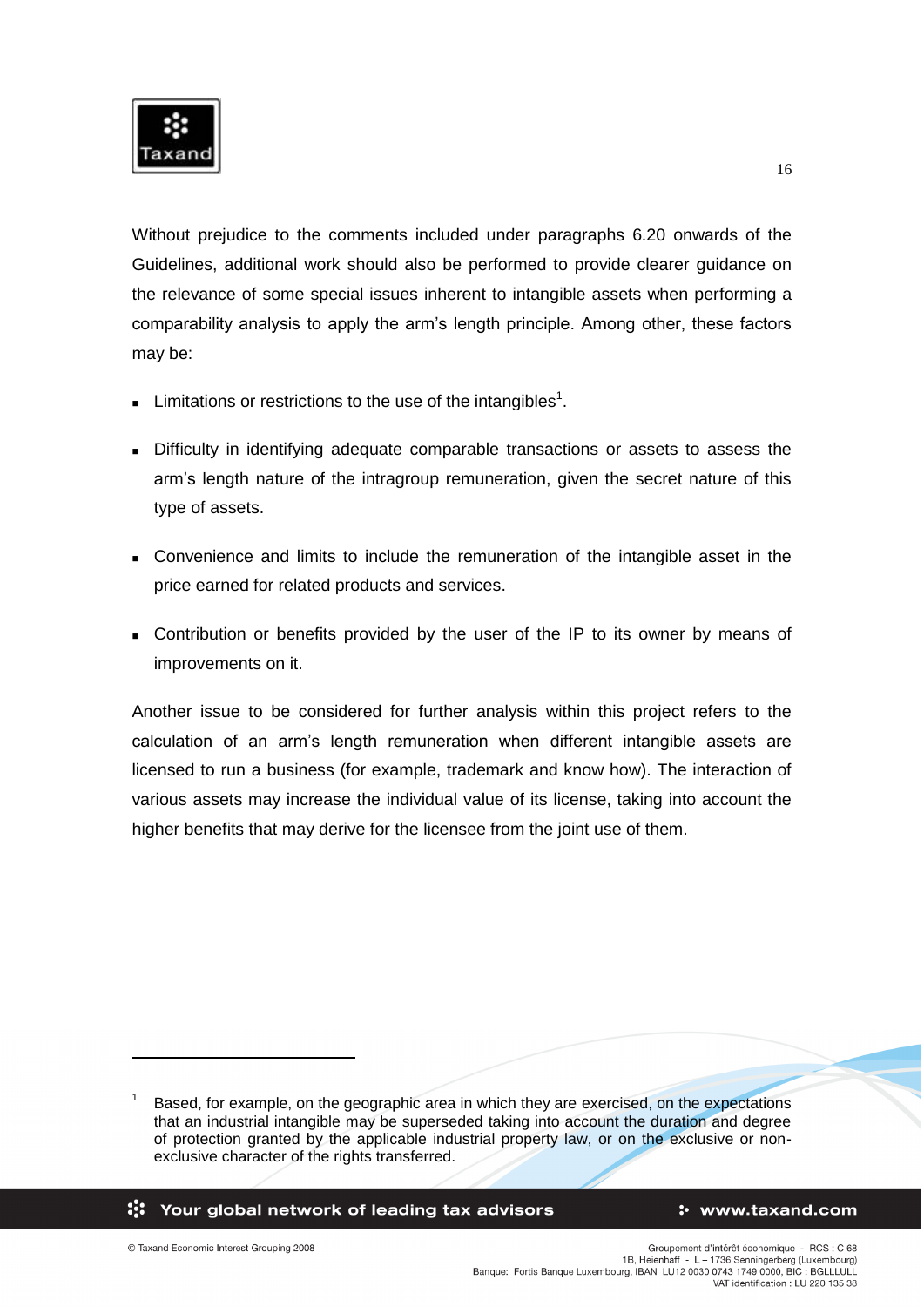Without prejudice to the comments included under paragraphs 6.20 onwards of the Guidelines, additional work should also be performed to provide clearer guidance on the relevance of some special issues inherent to intangible assets when performing a comparability analysis to apply the arm's length principle. Among other, these factors may be:

- Limitations or restrictions to the use of the intangibles[1].
- Difficulty in identifying adequate comparable transactions or assets to assess the arm's length nature of the intragroup remuneration, given the secret nature of this type of assets.
- Convenience and limits to include the remuneration of the intangible asset in the price earned for related products and services.
- Contribution or benefits provided by the user of the IP to its owner by means of improvements on it.

Another issue to be considered for further analysis within this project refers to the calculation of an arm's length remuneration when different intangible assets are licensed to run a business (for example, trademark and know how). The interaction of various assets may increase the individual value of its license, taking into account the higher benefits that may derive for the licensee from the joint use of them.

---

[1] Based, for example, on the geographic area in which they are exercised, on the expectations that an industrial intangible may be superseded taking into account the duration and degree of protection granted by the applicable industrial property law, or on the exclusive or non-exclusive character of the rights transferred.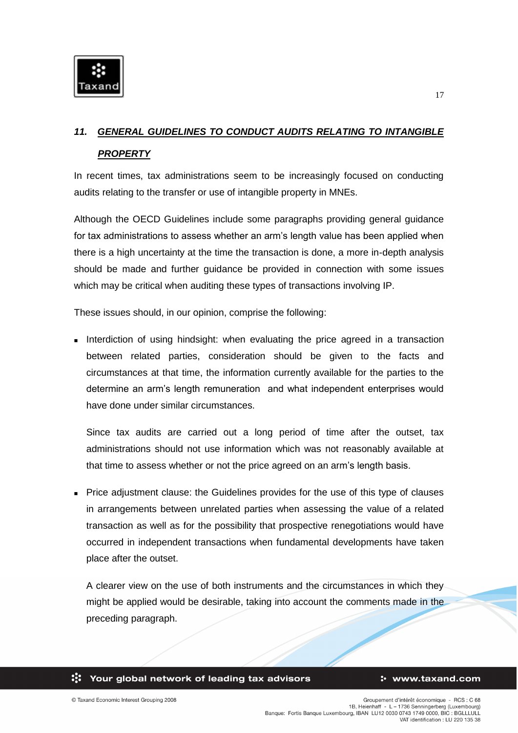## 11. ***GENERAL GUIDELINES TO CONDUCT AUDITS RELATING TO INTANGIBLE PROPERTY***

In recent times, tax administrations seem to be increasingly focused on conducting audits relating to the transfer or use of intangible property in MNEs.

Although the OECD Guidelines include some paragraphs providing general guidance for tax administrations to assess whether an arm's length value has been applied when there is a high uncertainty at the time the transaction is done, a more in-depth analysis should be made and further guidance be provided in connection with some issues which may be critical when auditing these types of transactions involving IP.

These issues should, in our opinion, comprise the following:

- Interdiction of using hindsight: when evaluating the price agreed in a transaction between related parties, consideration should be given to the facts and circumstances at that time, the information currently available for the parties to the determine an arm's length remuneration and what independent enterprises would have done under similar circumstances.

  Since tax audits are carried out a long period of time after the outset, tax administrations should not use information which was not reasonably available at that time to assess whether or not the price agreed on an arm's length basis.

- Price adjustment clause: the Guidelines provides for the use of this type of clauses in arrangements between unrelated parties when assessing the value of a related transaction as well as for the possibility that prospective renegotiations would have occurred in independent transactions when fundamental developments have taken place after the outset.

  A clearer view on the use of both instruments and the circumstances in which they might be applied would be desirable, taking into account the comments made in the preceding paragraph.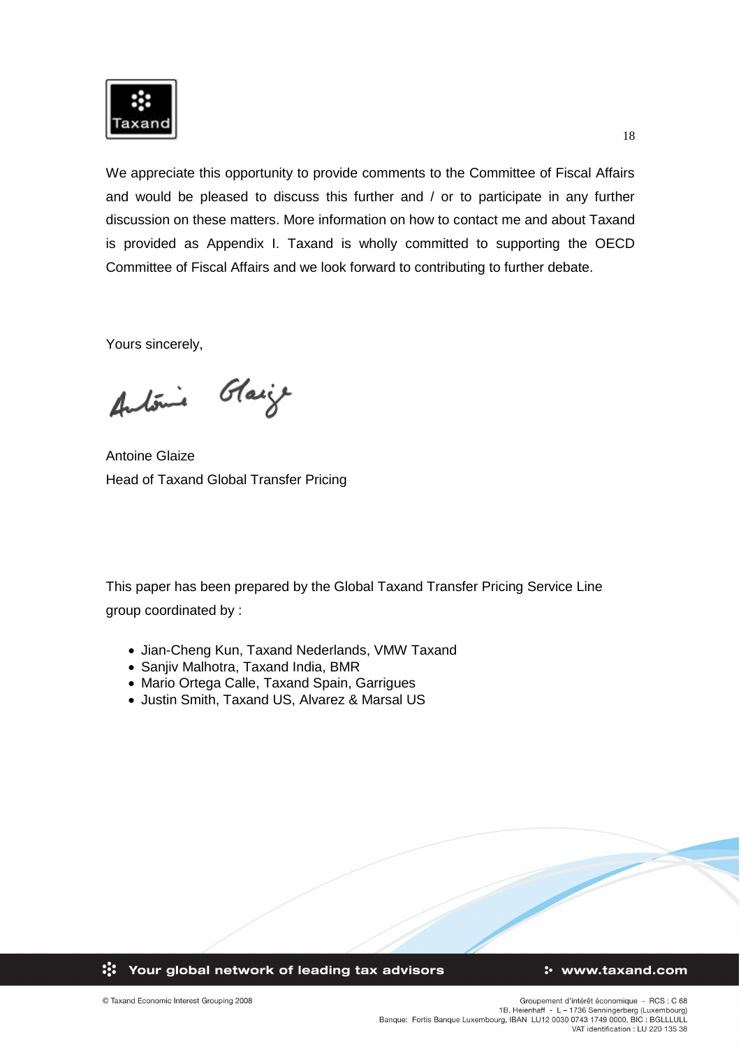We appreciate this opportunity to provide comments to the Committee of Fiscal Affairs and would be pleased to discuss this further and / or to participate in any further discussion on these matters. More information on how to contact me and about Taxand is provided as Appendix I. Taxand is wholly committed to supporting the OECD Committee of Fiscal Affairs and we look forward to contributing to further debate.

Yours sincerely,

Antoine Glaize
Head of Taxand Global Transfer Pricing

This paper has been prepared by the Global Taxand Transfer Pricing Service Line group coordinated by :

- Jian-Cheng Kun, Taxand Nederlands, VMW Taxand
- Sanjiv Malhotra, Taxand India, BMR
- Mario Ortega Calle, Taxand Spain, Garrigues
- Justin Smith, Taxand US, Alvarez & Marsal US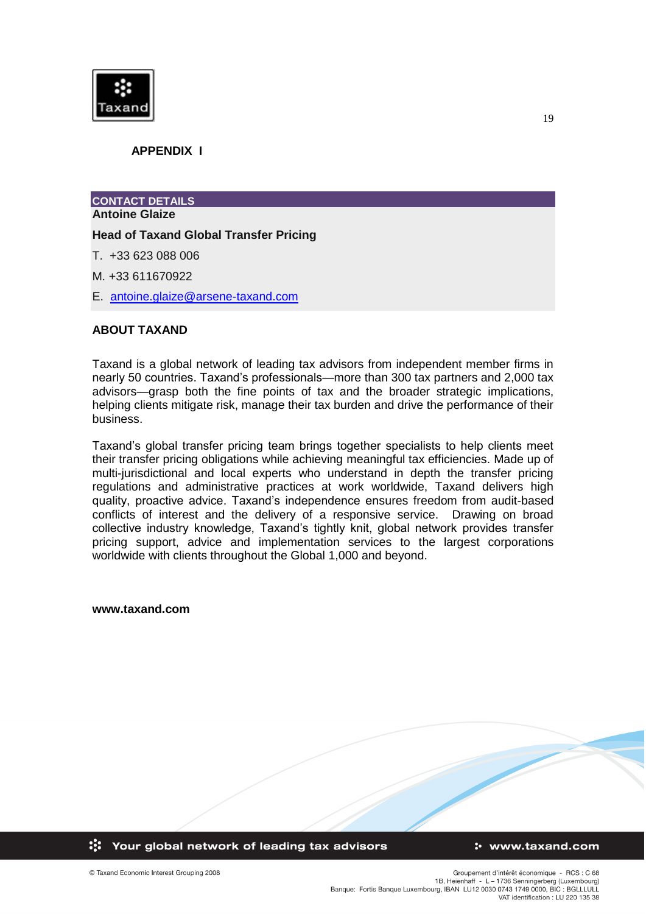## APPENDIX I

**CONTACT DETAILS**

**Antoine Glaize**

**Head of Taxand Global Transfer Pricing**

T. +33 623 088 006

M. +33 611670922

E. antoine.glaize@arsene-taxand.com

### ABOUT TAXAND

Taxand is a global network of leading tax advisors from independent member firms in nearly 50 countries. Taxand's professionals—more than 300 tax partners and 2,000 tax advisors—grasp both the fine points of tax and the broader strategic implications, helping clients mitigate risk, manage their tax burden and drive the performance of their business.

Taxand's global transfer pricing team brings together specialists to help clients meet their transfer pricing obligations while achieving meaningful tax efficiencies. Made up of multi-jurisdictional and local experts who understand in depth the transfer pricing regulations and administrative practices at work worldwide, Taxand delivers high quality, proactive advice. Taxand's independence ensures freedom from audit-based conflicts of interest and the delivery of a responsive service. Drawing on broad collective industry knowledge, Taxand's tightly knit, global network provides transfer pricing support, advice and implementation services to the largest corporations worldwide with clients throughout the Global 1,000 and beyond.

**www.taxand.com**

Your global network of leading tax advisors www.taxand.com

© Taxand Economic Interest Grouping 2008

Groupement d'intérêt économique - RCS : C 68
1B, Heienhaff - L – 1736 Senningerberg (Luxembourg)
Banque: Fortis Banque Luxembourg, IBAN LU12 0030 0743 1749 0000, BIC : BGLLLULL
VAT identification : LU 220 135 38